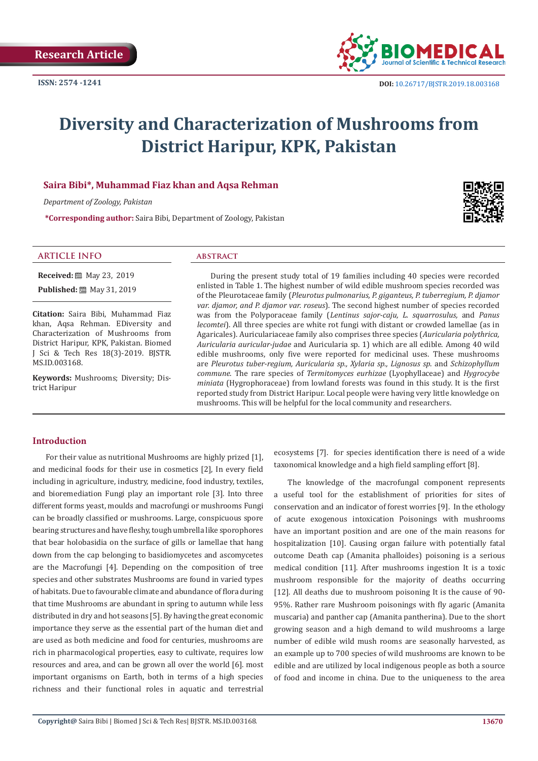Research Article

ISSN: 2574 -1241

DOI: 10.26717/BJSTR.2019.18.003168

# Diversity and Characterization of Mushrooms from District Haripur, KPK, Pakistan

**Saira Bibi\*, Muhammad Fiaz khan and Aqsa Rehman**

*Department of Zoology, Pakistan*

**\*Corresponding author:** Saira Bibi, Department of Zoology, Pakistan

## ARTICLE INFO

**Received:** May 23, 2019

**Published:** May 31, 2019

**Citation:** Saira Bibi, Muhammad Fiaz khan, Aqsa Rehman. EDiversity and Characterization of Mushrooms from District Haripur, KPK, Pakistan. Biomed J Sci & Tech Res 18(3)-2019. BJSTR. MS.ID.003168.

**Keywords:** Mushrooms; Diversity; District Haripur

## ABSTRACT

During the present study total of 19 families including 40 species were recorded enlisted in Table 1. The highest number of wild edible mushroom species recorded was of the Pleurotaceae family (*Pleurotus pulmonarius, P. giganteus, P. tuberregium, P. djamor var. djamor, and P. djamor var. roseus*). The second highest number of species recorded was from the Polyporaceae family (*Lentinus sajor-caju, L. squarrosulus,* and *Panus lecomtei*). All three species are white rot fungi with distant or crowded lamellae (as in Agaricales). Auriculariaceae family also comprises three species (*Auricularia polythrica, Auricularia auricular-judae* and Auricularia sp. 1) which are all edible. Among 40 wild edible mushrooms, only five were reported for medicinal uses. These mushrooms are *Pleurotus tuber-regium, Auricularia sp., Xylaria sp., Lignosus sp.* and *Schizophyllum commune*. The rare species of *Termitomyces eurhizae* (Lyophyllaceae) and *Hygrocybe miniata* (Hygrophoraceae) from lowland forests was found in this study. It is the first reported study from District Haripur. Local people were having very little knowledge on mushrooms. This will be helpful for the local community and researchers.

## Introduction

For their value as nutritional Mushrooms are highly prized [1], and medicinal foods for their use in cosmetics [2], In every field including in agriculture, industry, medicine, food industry, textiles, and bioremediation Fungi play an important role [3]. Into three different forms yeast, moulds and macrofungi or mushrooms Fungi can be broadly classified or mushrooms. Large, conspicuous spore bearing structures and have fleshy, tough umbrella like sporophores that bear holobasidia on the surface of gills or lamellae that hang down from the cap belonging to basidiomycetes and ascomycetes are the Macrofungi [4]. Depending on the composition of tree species and other substrates Mushrooms are found in varied types of habitats. Due to favourable climate and abundance of flora during that time Mushrooms are abundant in spring to autumn while less distributed in dry and hot seasons [5]. By having the great economic importance they serve as the essential part of the human diet and are used as both medicine and food for centuries, mushrooms are rich in pharmacological properties, easy to cultivate, requires low resources and area, and can be grown all over the world [6]. most important organisms on Earth, both in terms of a high species richness and their functional roles in aquatic and terrestrial ecosystems [7]. for species identification there is need of a wide taxonomical knowledge and a high field sampling effort [8].

The knowledge of the macrofungal component represents a useful tool for the establishment of priorities for sites of conservation and an indicator of forest worries [9]. In the ethology of acute exogenous intoxication Poisonings with mushrooms have an important position and are one of the main reasons for hospitalization [10]. Causing organ failure with potentially fatal outcome Death cap (Amanita phalloides) poisoning is a serious medical condition [11]. After mushrooms ingestion It is a toxic mushroom responsible for the majority of deaths occurring [12]. All deaths due to mushroom poisoning It is the cause of 90-95%. Rather rare Mushroom poisonings with fly agaric (Amanita muscaria) and panther cap (Amanita pantherina). Due to the short growing season and a high demand to wild mushrooms a large number of edible wild mush rooms are seasonally harvested, as an example up to 700 species of wild mushrooms are known to be edible and are utilized by local indigenous people as both a source of food and income in china. Due to the uniqueness to the area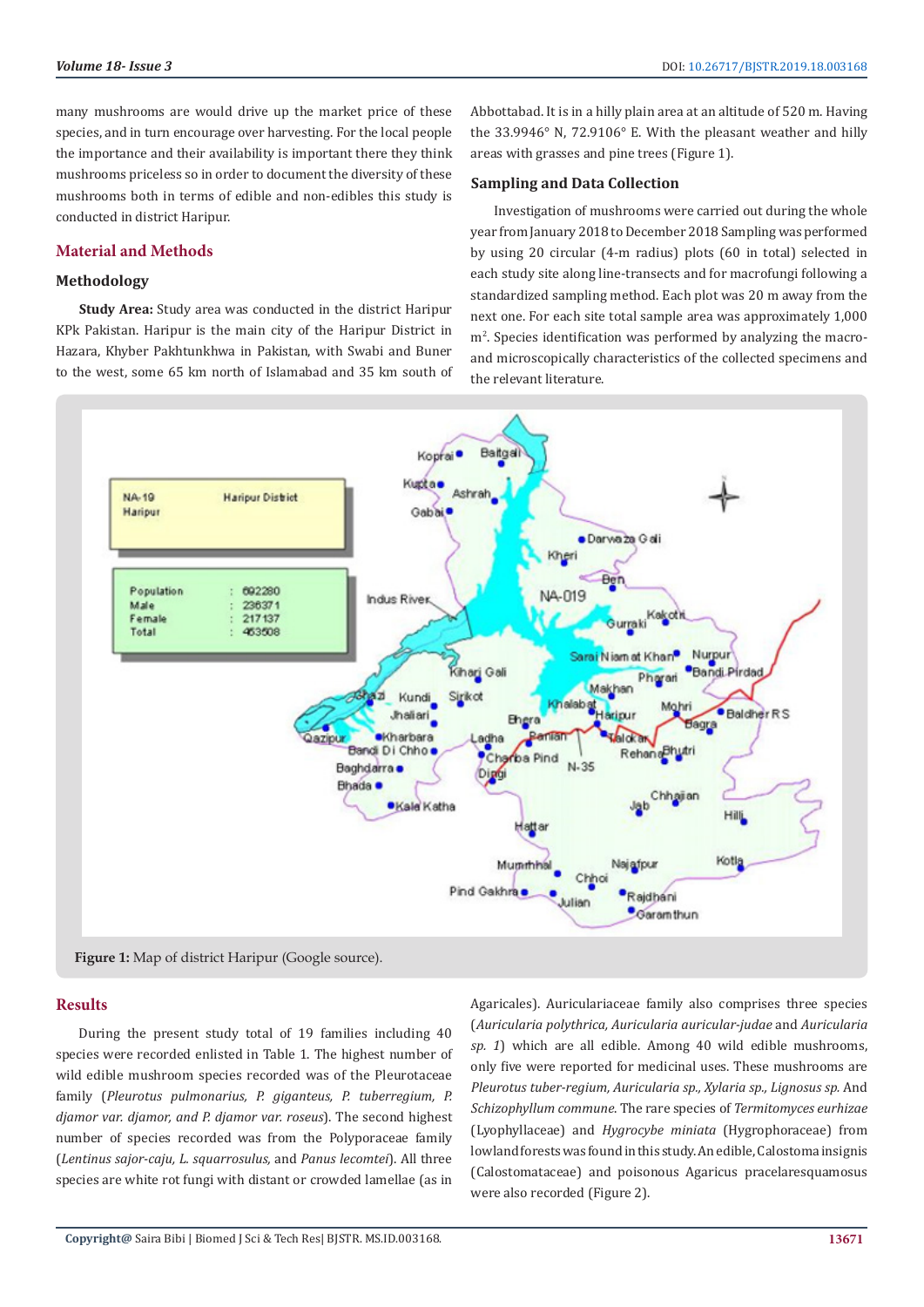many mushrooms are would drive up the market price of these species, and in turn encourage over harvesting. For the local people the importance and their availability is important there they think mushrooms priceless so in order to document the diversity of these mushrooms both in terms of edible and non-edibles this study is conducted in district Haripur.

## Material and Methods

### Methodology

**Study Area:** Study area was conducted in the district Haripur KPk Pakistan. Haripur is the main city of the Haripur District in Hazara, Khyber Pakhtunkhwa in Pakistan, with Swabi and Buner to the west, some 65 km north of Islamabad and 35 km south of Abbottabad. It is in a hilly plain area at an altitude of 520 m. Having the 33.9946° N, 72.9106° E. With the pleasant weather and hilly areas with grasses and pine trees (Figure 1).

### Sampling and Data Collection

Investigation of mushrooms were carried out during the whole year from January 2018 to December 2018 Sampling was performed by using 20 circular (4-m radius) plots (60 in total) selected in each study site along line-transects and for macrofungi following a standardized sampling method. Each plot was 20 m away from the next one. For each site total sample area was approximately 1,000 $m^2$. Species identification was performed by analyzing the macro- and microscopically characteristics of the collected specimens and the relevant literature.

NA-19
Haripur
Haripur District

Population : 692280
Male : 236371
Female : 217137
Total : 453508

Koprai Baitgali Kupta Ashrah Gabai Darwaza Gali Kheri Ben NA-019 Indus River Gurraki Kakotri Sarai Niamat Khan Nurpur Bandi Pirdad Khari Gali Pharari Makhan Ghazi Kundi Sirikot Khalabat Mohri Baldher RS Jhaliari Bhera Haripur Bagra Qazipur Kharbara Ladha Panian Talokar Bandi Di Chhoa Charba Pind Rehana Bhutri Baghdarra Dingi N-35 Bhada Kala Katha Chhajian Jab Hill Hattar Mummhal Najafpur Kotla Chhoi Pind Gakhra Julian Rajdhani Garamthun

**Figure 1:** Map of district Haripur (Google source).

## Results

During the present study total of 19 families including 40 species were recorded enlisted in Table 1. The highest number of wild edible mushroom species recorded was of the Pleurotaceae family (*Pleurotus pulmonarius, P. giganteus, P. tuberregium, P. djamor var. djamor, and P. djamor var. roseus*). The second highest number of species recorded was from the Polyporaceae family (*Lentinus sajor-caju, L. squarrosulus,* and *Panus lecomtei*). All three species are white rot fungi with distant or crowded lamellae (as in Agaricales). Auriculariaceae family also comprises three species (*Auricularia polythrica, Auricularia auricular-judae* and *Auricularia sp. 1*) which are all edible. Among 40 wild edible mushrooms, only five were reported for medicinal uses. These mushrooms are *Pleurotus tuber-regium, Auricularia sp., Xylaria sp., Lignosus sp.* And *Schizophyllum commune.* The rare species of *Termitomyces eurhizae* (Lyophyllaceae) and *Hygrocybe miniata* (Hygrophoraceae) from lowland forests was found in this study. An edible, Calostoma insignis (Calostomataceae) and poisonous Agaricus pracelaresquamosus were also recorded (Figure 2).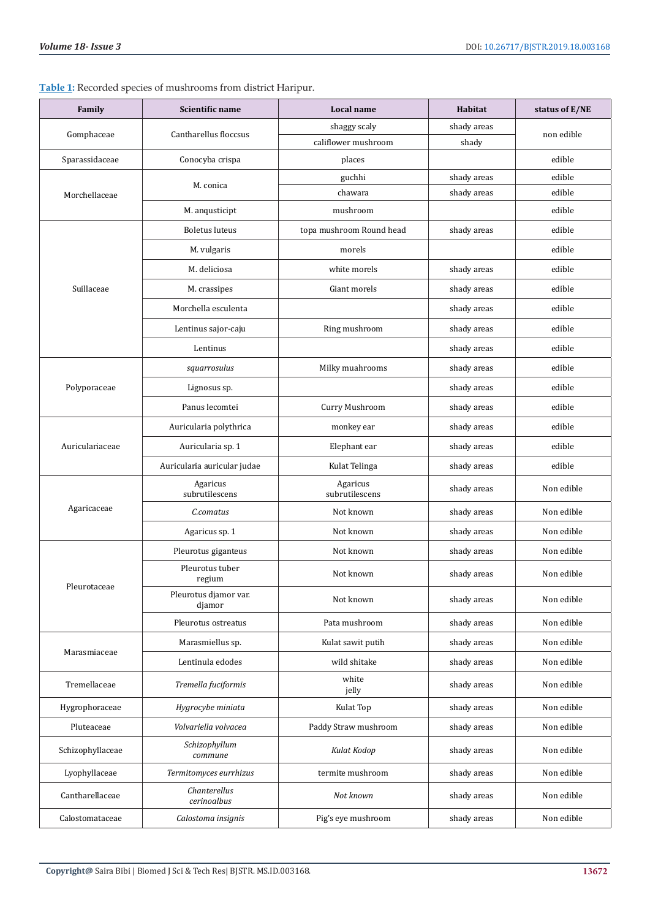**Table 1**: Recorded species of mushrooms from district Haripur.

| Family | Scientific name | Local name | Habitat | status of E/NE |
|---|---|---|---|---|
| Gomphaceae | Cantharellus floccsus | shaggy scaly | shady areas | non edible |
| | | califlower mushroom | shady | |
| Sparassidaceae | Conocyba crispa | places | | edible |
| Morchellaceae | M. conica | guchhi | shady areas | edible |
| | | chawara | shady areas | edible |
| | M. anqusticipt | mushroom | | edible |
| Suillaceae | Boletus luteus | topa mushroom Round head | shady areas | edible |
| | M. vulgaris | morels | | edible |
| | M. deliciosa | white morels | shady areas | edible |
| | M. crassipes | Giant morels | shady areas | edible |
| | Morchella esculenta | | shady areas | edible |
| | Lentinus sajor-caju | Ring mushroom | shady areas | edible |
| | Lentinus | | shady areas | edible |
| Polyporaceae | *squarrosulus* | Milky muahrooms | shady areas | edible |
| | Lignosus sp. | | shady areas | edible |
| | Panus lecomtei | Curry Mushroom | shady areas | edible |
| Auriculariaceae | Auricularia polythrica | monkey ear | shady areas | edible |
| | Auricularia sp. 1 | Elephant ear | shady areas | edible |
| | Auricularia auricular judae | Kulat Telinga | shady areas | edible |
| Agaricaceae | Agaricus subrutilescens | Agaricus subrutilescens | shady areas | Non edible |
| | *C.comatus* | Not known | shady areas | Non edible |
| | Agaricus sp. 1 | Not known | shady areas | Non edible |
| Pleurotaceae | Pleurotus giganteus | Not known | shady areas | Non edible |
| | Pleurotus tuber regium | Not known | shady areas | Non edible |
| | Pleurotus djamor var. djamor | Not known | shady areas | Non edible |
| | Pleurotus ostreatus | Pata mushroom | shady areas | Non edible |
| Marasmiaceae | Marasmiellus sp. | Kulat sawit putih | shady areas | Non edible |
| | Lentinula edodes | wild shitake | shady areas | Non edible |
| Tremellaceae | *Tremella fuciformis* | white jelly | shady areas | Non edible |
| Hygrophoraceae | *Hygrocybe miniata* | Kulat Top | shady areas | Non edible |
| Pluteaceae | *Volvariella volvacea* | Paddy Straw mushroom | shady areas | Non edible |
| Schizophyllaceae | *Schizophyllum commune* | *Kulat Kodop* | shady areas | Non edible |
| Lyophyllaceae | *Termitomyces eurrhizus* | termite mushroom | shady areas | Non edible |
| Cantharellaceae | *Chanterellus cerinoalbus* | *Not known* | shady areas | Non edible |
| Calostomataceae | *Calostoma insignis* | Pig's eye mushroom | shady areas | Non edible |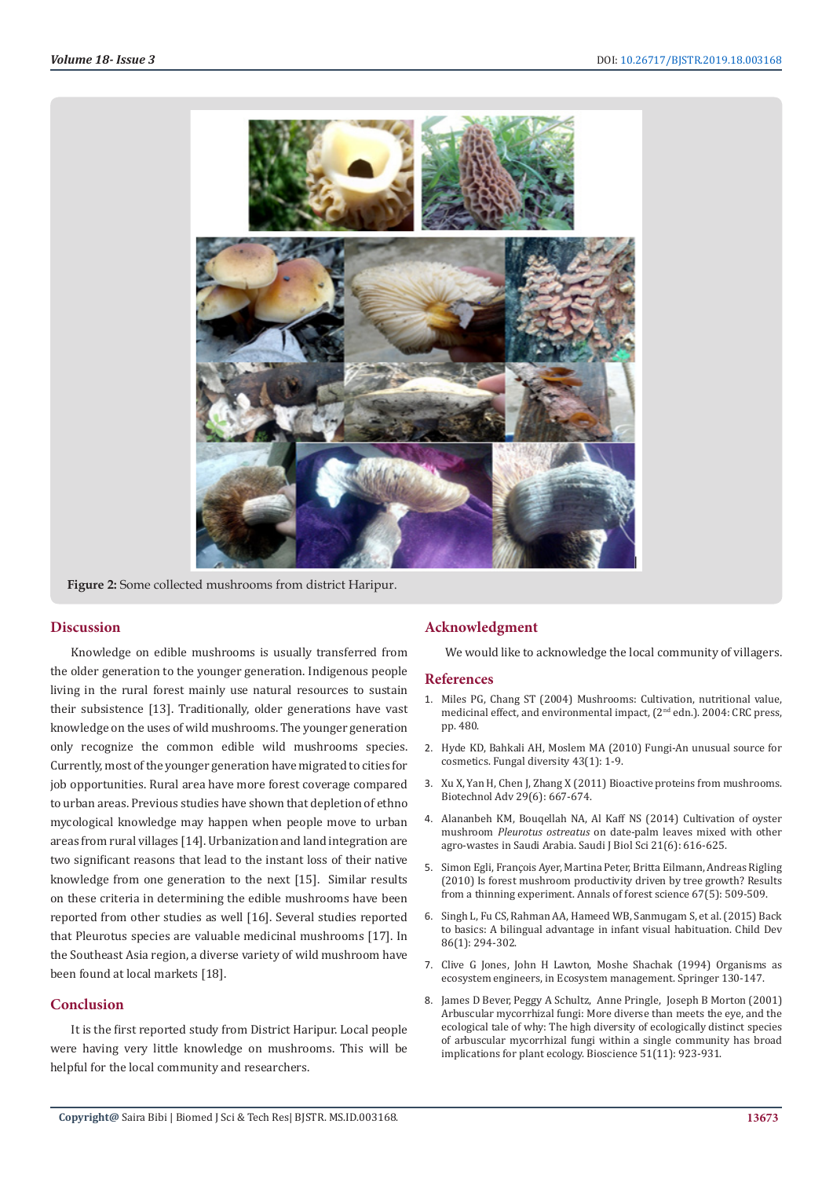Figure 2: Some collected mushrooms from district Haripur.

## Discussion

Knowledge on edible mushrooms is usually transferred from the older generation to the younger generation. Indigenous people living in the rural forest mainly use natural resources to sustain their subsistence [13]. Traditionally, older generations have vast knowledge on the uses of wild mushrooms. The younger generation only recognize the common edible wild mushrooms species. Currently, most of the younger generation have migrated to cities for job opportunities. Rural area have more forest coverage compared to urban areas. Previous studies have shown that depletion of ethno mycological knowledge may happen when people move to urban areas from rural villages [14]. Urbanization and land integration are two significant reasons that lead to the instant loss of their native knowledge from one generation to the next [15]. Similar results on these criteria in determining the edible mushrooms have been reported from other studies as well [16]. Several studies reported that Pleurotus species are valuable medicinal mushrooms [17]. In the Southeast Asia region, a diverse variety of wild mushroom have been found at local markets [18].

## Conclusion

It is the first reported study from District Haripur. Local people were having very little knowledge on mushrooms. This will be helpful for the local community and researchers.

## Acknowledgment

We would like to acknowledge the local community of villagers.

## References

1. Miles PG, Chang ST (2004) Mushrooms: Cultivation, nutritional value, medicinal effect, and environmental impact, (2nd edn.). 2004: CRC press, pp. 480.
2. Hyde KD, Bahkali AH, Moslem MA (2010) Fungi-An unusual source for cosmetics. Fungal diversity 43(1): 1-9.
3. Xu X, Yan H, Chen J, Zhang X (2011) Bioactive proteins from mushrooms. Biotechnol Adv 29(6): 667-674.
4. Alananbeh KM, Bouqellah NA, Al Kaff NS (2014) Cultivation of oyster mushroom *Pleurotus ostreatus* on date-palm leaves mixed with other agro-wastes in Saudi Arabia. Saudi J Biol Sci 21(6): 616-625.
5. Simon Egli, François Ayer, Martina Peter, Britta Eilmann, Andreas Rigling (2010) Is forest mushroom productivity driven by tree growth? Results from a thinning experiment. Annals of forest science 67(5): 509-509.
6. Singh L, Fu CS, Rahman AA, Hameed WB, Sanmugam S, et al. (2015) Back to basics: A bilingual advantage in infant visual habituation. Child Dev 86(1): 294-302.
7. Clive G Jones, John H Lawton, Moshe Shachak (1994) Organisms as ecosystem engineers, in Ecosystem management. Springer 130-147.
8. James D Bever, Peggy A Schultz, Anne Pringle, Joseph B Morton (2001) Arbuscular mycorrhizal fungi: More diverse than meets the eye, and the ecological tale of why: The high diversity of ecologically distinct species of arbuscular mycorrhizal fungi within a single community has broad implications for plant ecology. Bioscience 51(11): 923-931.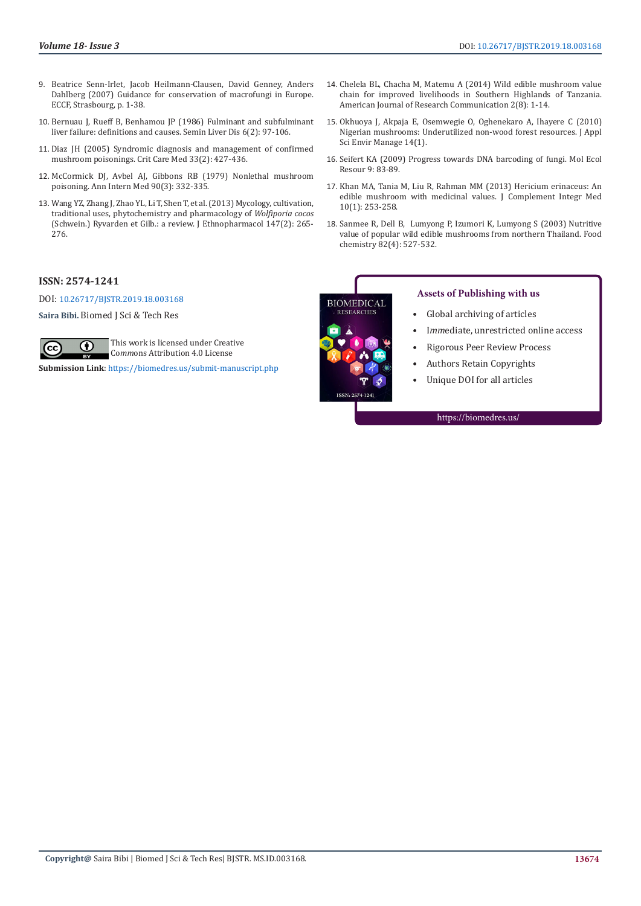9. Beatrice Senn-Irlet, Jacob Heilmann-Clausen, David Genney, Anders Dahlberg (2007) Guidance for conservation of macrofungi in Europe. ECCF, Strasbourg, p. 1-38.

10. Bernuau J, Rueff B, Benhamou JP (1986) Fulminant and subfulminant liver failure: definitions and causes. Semin Liver Dis 6(2): 97-106.

11. Diaz JH (2005) Syndromic diagnosis and management of confirmed mushroom poisonings. Crit Care Med 33(2): 427-436.

12. McCormick DJ, Avbel AJ, Gibbons RB (1979) Nonlethal mushroom poisoning. Ann Intern Med 90(3): 332-335.

13. Wang YZ, Zhang J, Zhao YL, Li T, Shen T, et al. (2013) Mycology, cultivation, traditional uses, phytochemistry and pharmacology of *Wolfiporia cocos* (Schwein.) Ryvarden et Gilb.: a review. J Ethnopharmacol 147(2): 265-276.

14. Chelela BL, Chacha M, Matemu A (2014) Wild edible mushroom value chain for improved livelihoods in Southern Highlands of Tanzania. American Journal of Research Communication 2(8): 1-14.

15. Okhuoya J, Akpaja E, Osemwegie O, Oghenekaro A, Ihayere C (2010) Nigerian mushrooms: Underutilized non-wood forest resources. J Appl Sci Envir Manage 14(1).

16. Seifert KA (2009) Progress towards DNA barcoding of fungi. Mol Ecol Resour 9: 83-89.

17. Khan MA, Tania M, Liu R, Rahman MM (2013) Hericium erinaceus: An edible mushroom with medicinal values. J Complement Integr Med 10(1): 253-258.

18. Sanmee R, Dell B, Lumyong P, Izumori K, Lumyong S (2003) Nutritive value of popular wild edible mushrooms from northern Thailand. Food chemistry 82(4): 527-532.

**ISSN: 2574-1241**

DOI: 10.26717/BJSTR.2019.18.003168

**Saira Bibi.** Biomed J Sci & Tech Res

This work is licensed under Creative Commons Attribution 4.0 License

**Submission Link**: https://biomedres.us/submit-manuscript.php

BIOMEDICAL RESEARCHES

ISSN: 2574-1241

**Assets of Publishing with us**

- Global archiving of articles
- Immediate, unrestricted online access
- Rigorous Peer Review Process
- Authors Retain Copyrights
- Unique DOI for all articles

https://biomedres.us/